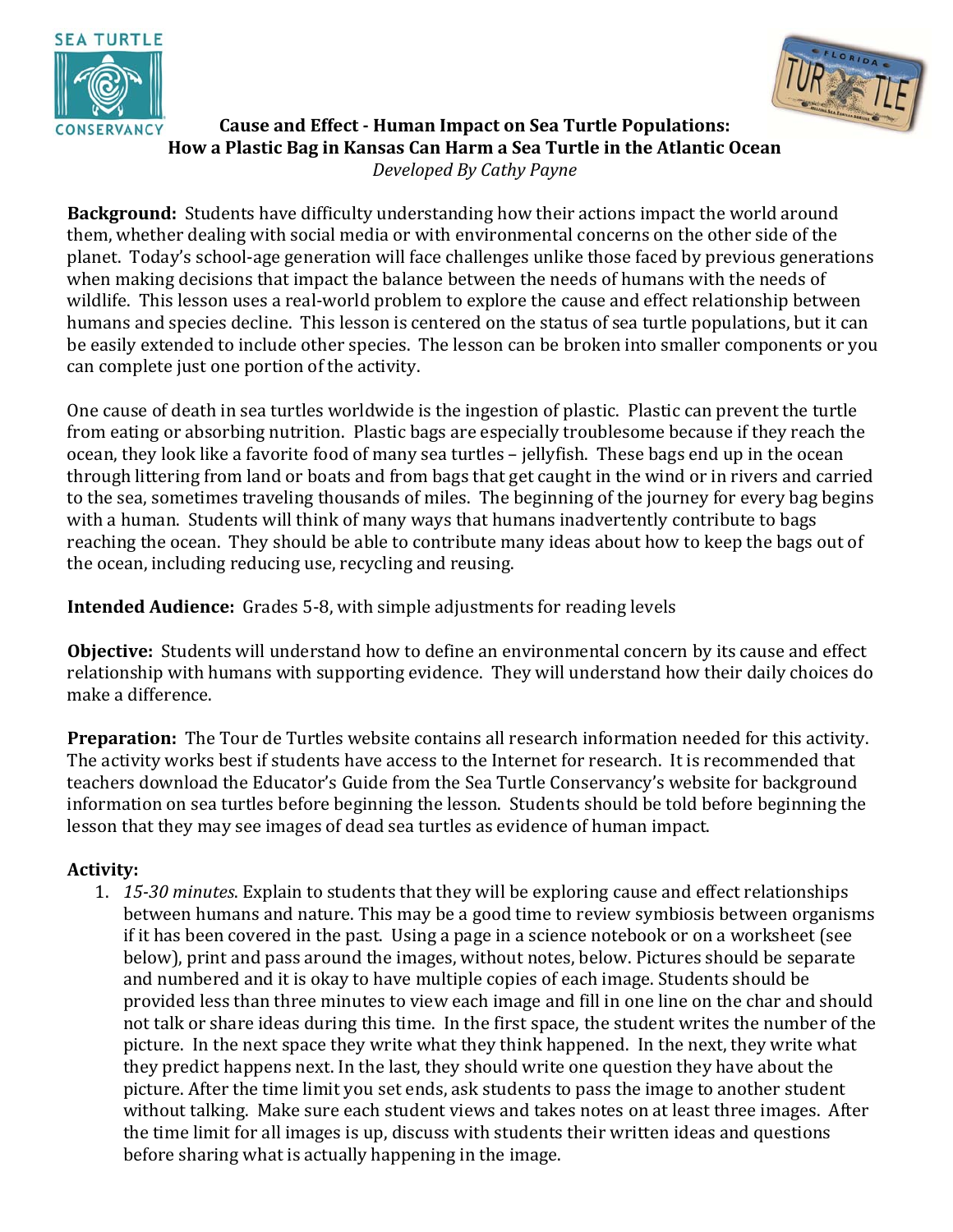**Cause and Effect - Human Impact on Sea Turtle Populations: How a Plastic Bag in Kansas Can Harm a Sea Turtle in the Atlantic Ocean**

*Developed By Cathy Payne*

**Background:** Students have difficulty understanding how their actions impact the world around them, whether dealing with social media or with environmental concerns on the other side of the planet. Today's school-age generation will face challenges unlike those faced by previous generations when making decisions that impact the balance between the needs of humans with the needs of wildlife. This lesson uses a real-world problem to explore the cause and effect relationship between humans and species decline. This lesson is centered on the status of sea turtle populations, but it can be easily extended to include other species. The lesson can be broken into smaller components or you can complete just one portion of the activity.

One cause of death in sea turtles worldwide is the ingestion of plastic. Plastic can prevent the turtle from eating or absorbing nutrition. Plastic bags are especially troublesome because if they reach the ocean, they look like a favorite food of many sea turtles – jellyfish. These bags end up in the ocean through littering from land or boats and from bags that get caught in the wind or in rivers and carried to the sea, sometimes traveling thousands of miles. The beginning of the journey for every bag begins with a human. Students will think of many ways that humans inadvertently contribute to bags reaching the ocean. They should be able to contribute many ideas about how to keep the bags out of the ocean, including reducing use, recycling and reusing.

**Intended Audience:** Grades 5-8, with simple adjustments for reading levels

**Objective:** Students will understand how to define an environmental concern by its cause and effect relationship with humans with supporting evidence. They will understand how their daily choices do make a difference.

**Preparation:** The Tour de Turtles website contains all research information needed for this activity. The activity works best if students have access to the Internet for research. It is recommended that teachers download the Educator's Guide from the Sea Turtle Conservancy's website for background information on sea turtles before beginning the lesson. Students should be told before beginning the lesson that they may see images of dead sea turtles as evidence of human impact.

**Activity:**

1. *15-30 minutes*. Explain to students that they will be exploring cause and effect relationships between humans and nature. This may be a good time to review symbiosis between organisms if it has been covered in the past. Using a page in a science notebook or on a worksheet (see below), print and pass around the images, without notes, below. Pictures should be separate and numbered and it is okay to have multiple copies of each image. Students should be provided less than three minutes to view each image and fill in one line on the char and should not talk or share ideas during this time. In the first space, the student writes the number of the picture. In the next space they write what they think happened. In the next, they write what they predict happens next. In the last, they should write one question they have about the picture. After the time limit you set ends, ask students to pass the image to another student without talking. Make sure each student views and takes notes on at least three images. After the time limit for all images is up, discuss with students their written ideas and questions before sharing what is actually happening in the image.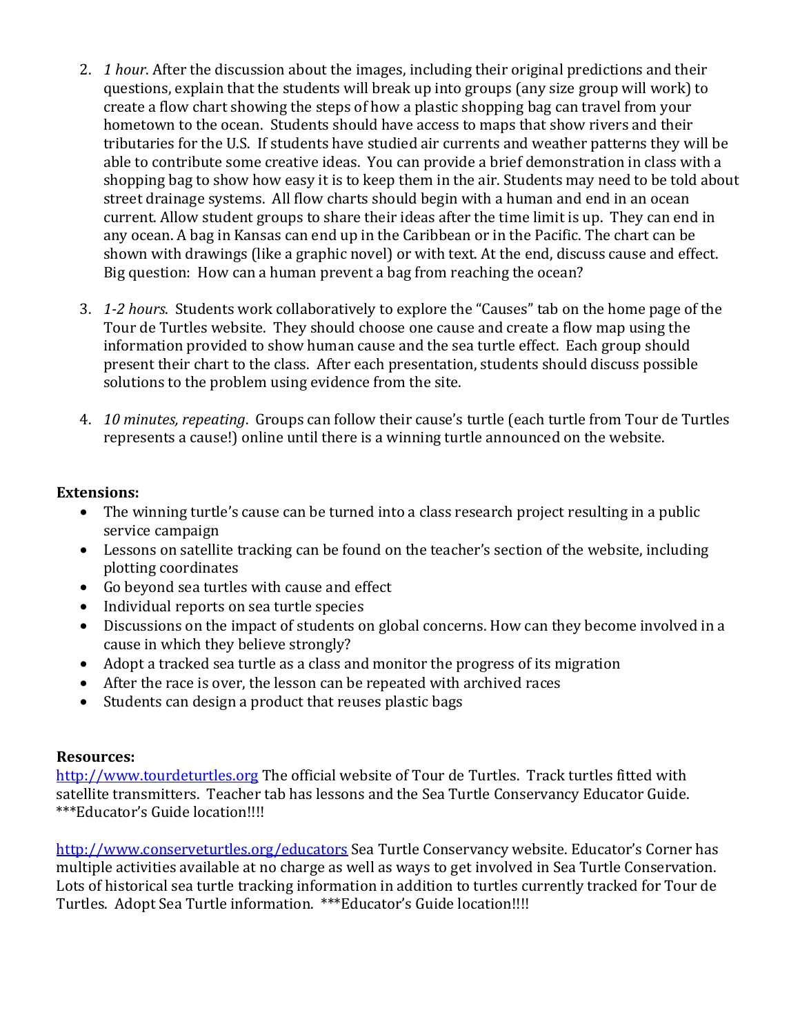2. *1 hour*. After the discussion about the images, including their original predictions and their questions, explain that the students will break up into groups (any size group will work) to create a flow chart showing the steps of how a plastic shopping bag can travel from your hometown to the ocean. Students should have access to maps that show rivers and their tributaries for the U.S. If students have studied air currents and weather patterns they will be able to contribute some creative ideas. You can provide a brief demonstration in class with a shopping bag to show how easy it is to keep them in the air. Students may need to be told about street drainage systems. All flow charts should begin with a human and end in an ocean current. Allow student groups to share their ideas after the time limit is up. They can end in any ocean. A bag in Kansas can end up in the Caribbean or in the Pacific. The chart can be shown with drawings (like a graphic novel) or with text. At the end, discuss cause and effect. Big question: How can a human prevent a bag from reaching the ocean?

3. *1-2 hours*. Students work collaboratively to explore the "Causes" tab on the home page of the Tour de Turtles website. They should choose one cause and create a flow map using the information provided to show human cause and the sea turtle effect. Each group should present their chart to the class. After each presentation, students should discuss possible solutions to the problem using evidence from the site.

4. *10 minutes, repeating*. Groups can follow their cause's turtle (each turtle from Tour de Turtles represents a cause!) online until there is a winning turtle announced on the website.

**Extensions:**

- The winning turtle's cause can be turned into a class research project resulting in a public service campaign
- Lessons on satellite tracking can be found on the teacher's section of the website, including plotting coordinates
- Go beyond sea turtles with cause and effect
- Individual reports on sea turtle species
- Discussions on the impact of students on global concerns. How can they become involved in a cause in which they believe strongly?
- Adopt a tracked sea turtle as a class and monitor the progress of its migration
- After the race is over, the lesson can be repeated with archived races
- Students can design a product that reuses plastic bags

**Resources:**

http://www.tourdeturtles.org The official website of Tour de Turtles. Track turtles fitted with satellite transmitters. Teacher tab has lessons and the Sea Turtle Conservancy Educator Guide. ***Educator's Guide location!!!!

http://www.conserveturtles.org/educators Sea Turtle Conservancy website. Educator's Corner has multiple activities available at no charge as well as ways to get involved in Sea Turtle Conservation. Lots of historical sea turtle tracking information in addition to turtles currently tracked for Tour de Turtles. Adopt Sea Turtle information. ***Educator's Guide location!!!!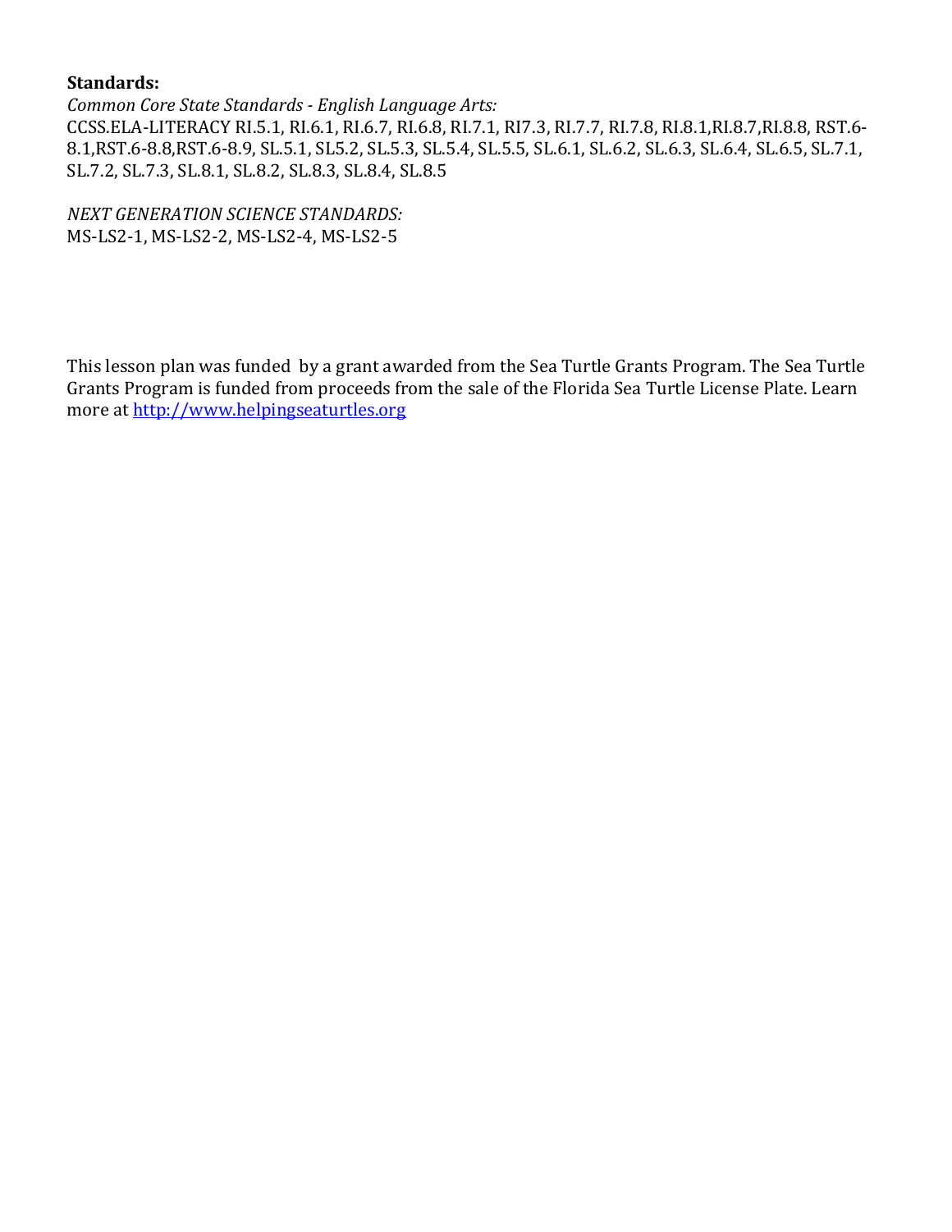**Standards:**

*Common Core State Standards - English Language Arts:*
CCSS.ELA-LITERACY RI.5.1, RI.6.1, RI.6.7, RI.6.8, RI.7.1, RI7.3, RI.7.7, RI.7.8, RI.8.1,RI.8.7,RI.8.8, RST.6-8.1,RST.6-8.8,RST.6-8.9, SL.5.1, SL5.2, SL.5.3, SL.5.4, SL.5.5, SL.6.1, SL.6.2, SL.6.3, SL.6.4, SL.6.5, SL.7.1, SL.7.2, SL.7.3, SL.8.1, SL.8.2, SL.8.3, SL.8.4, SL.8.5

*NEXT GENERATION SCIENCE STANDARDS:*
MS-LS2-1, MS-LS2-2, MS-LS2-4, MS-LS2-5

This lesson plan was funded by a grant awarded from the Sea Turtle Grants Program. The Sea Turtle Grants Program is funded from proceeds from the sale of the Florida Sea Turtle License Plate. Learn more at [http://www.helpingseaturtles.org](http://www.helpingseaturtles.org)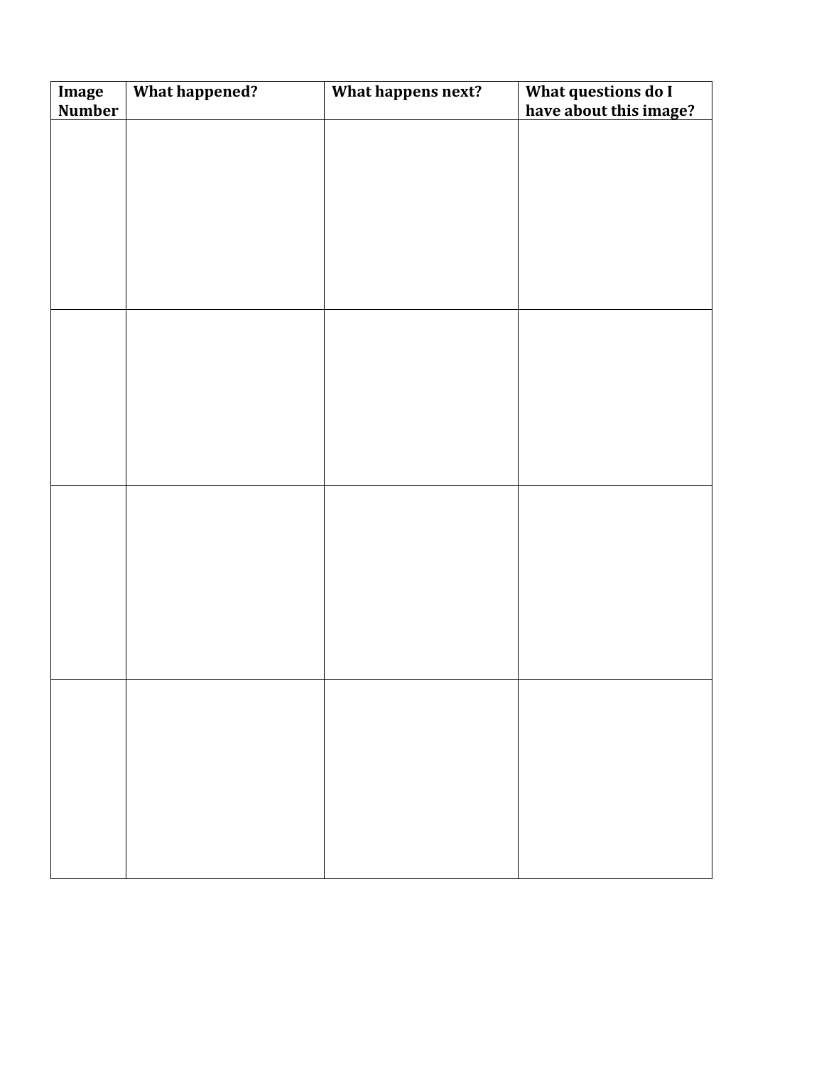| Image Number | What happened? | What happens next? | What questions do I have about this image? |
| --- | --- | --- | --- |
| | | | |
| | | | |
| | | | |
| | | | |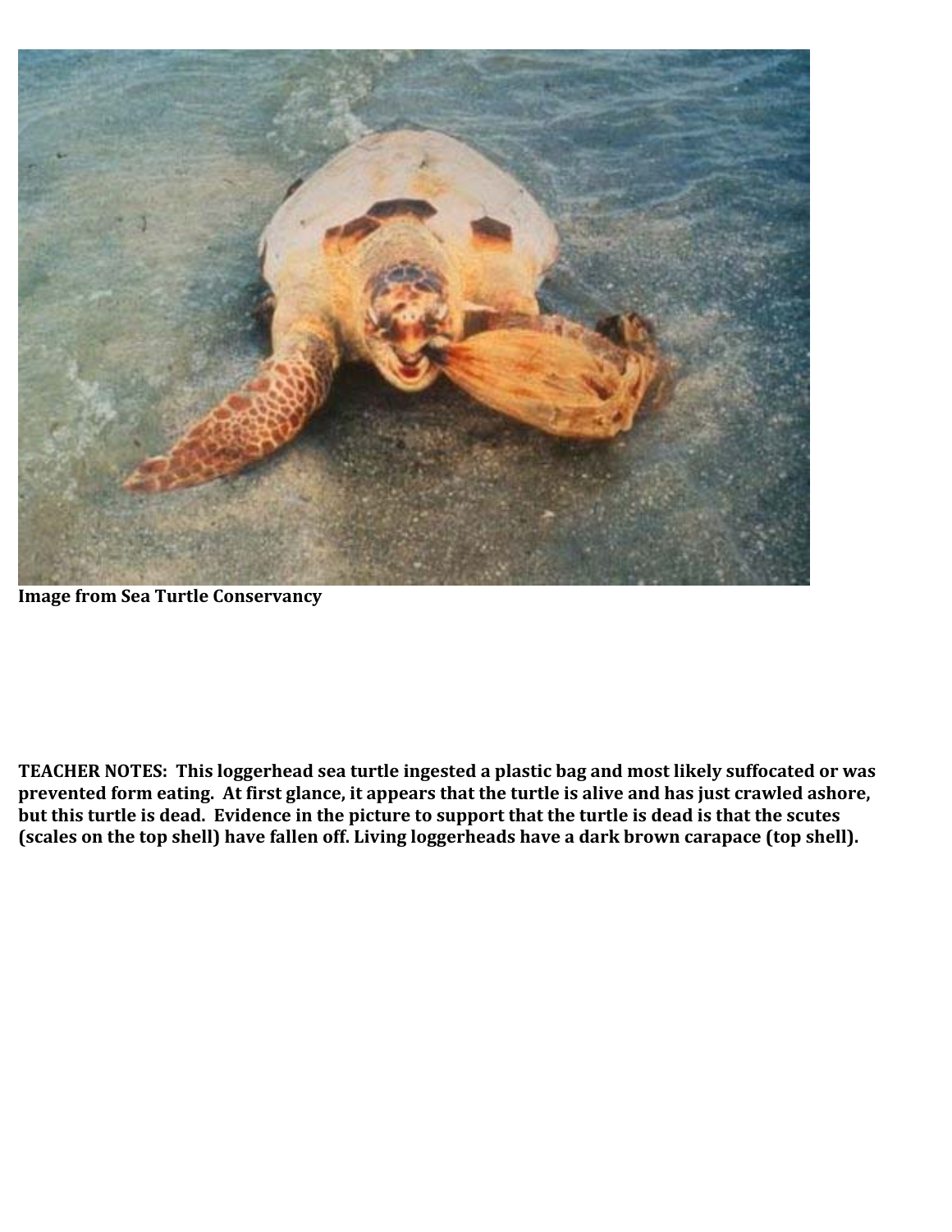**Image from Sea Turtle Conservancy**

**TEACHER NOTES: This loggerhead sea turtle ingested a plastic bag and most likely suffocated or was prevented form eating. At first glance, it appears that the turtle is alive and has just crawled ashore, but this turtle is dead. Evidence in the picture to support that the turtle is dead is that the scutes (scales on the top shell) have fallen off. Living loggerheads have a dark brown carapace (top shell).**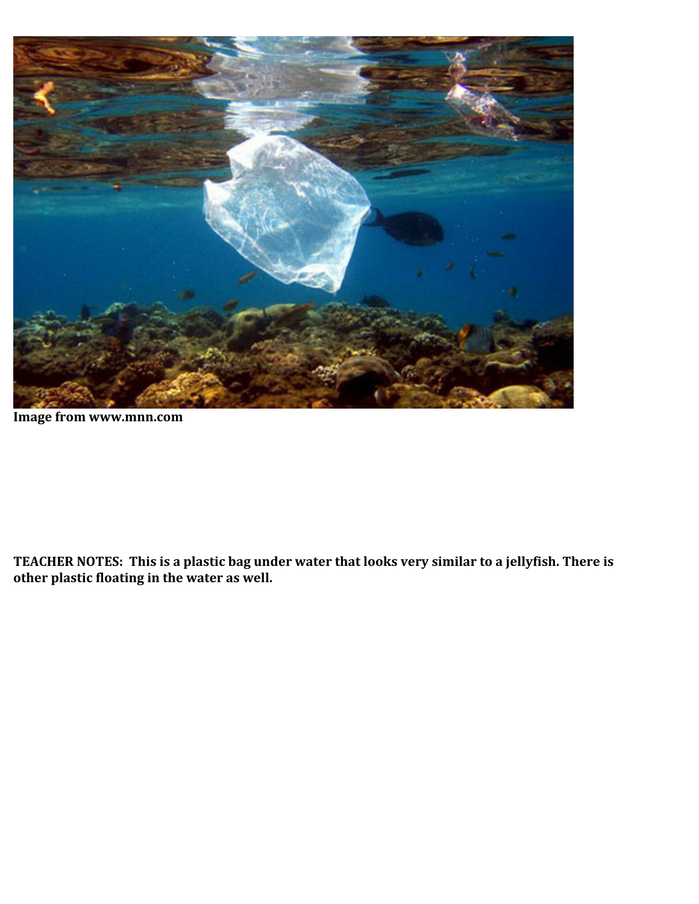**Image from www.mnn.com**

**TEACHER NOTES: This is a plastic bag under water that looks very similar to a jellyfish. There is other plastic floating in the water as well.**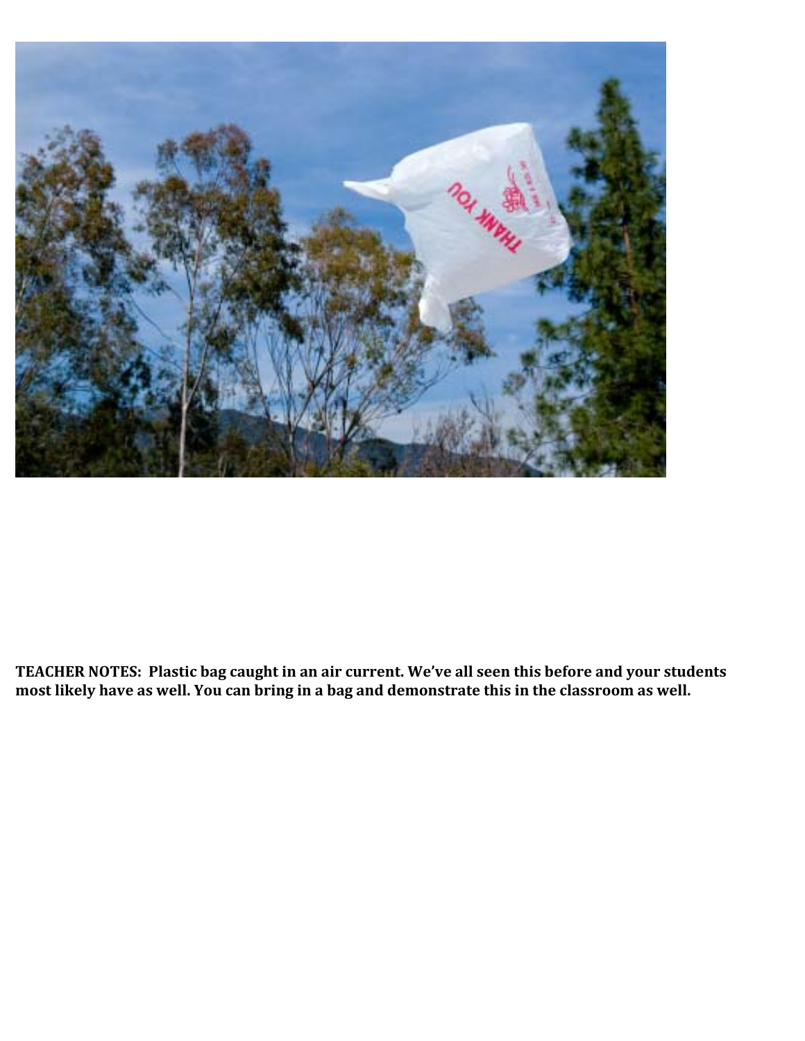**TEACHER NOTES: Plastic bag caught in an air current. We've all seen this before and your students most likely have as well. You can bring in a bag and demonstrate this in the classroom as well.**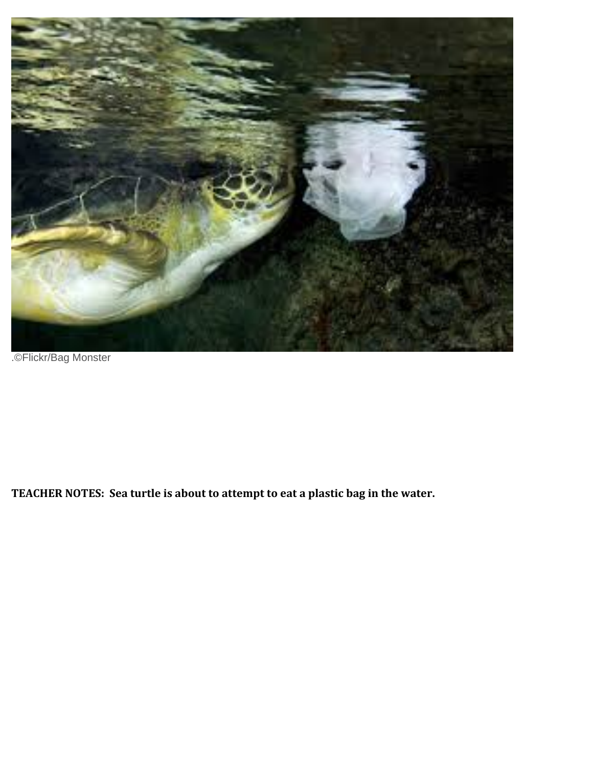.©Flickr/Bag Monster

**TEACHER NOTES: Sea turtle is about to attempt to eat a plastic bag in the water.**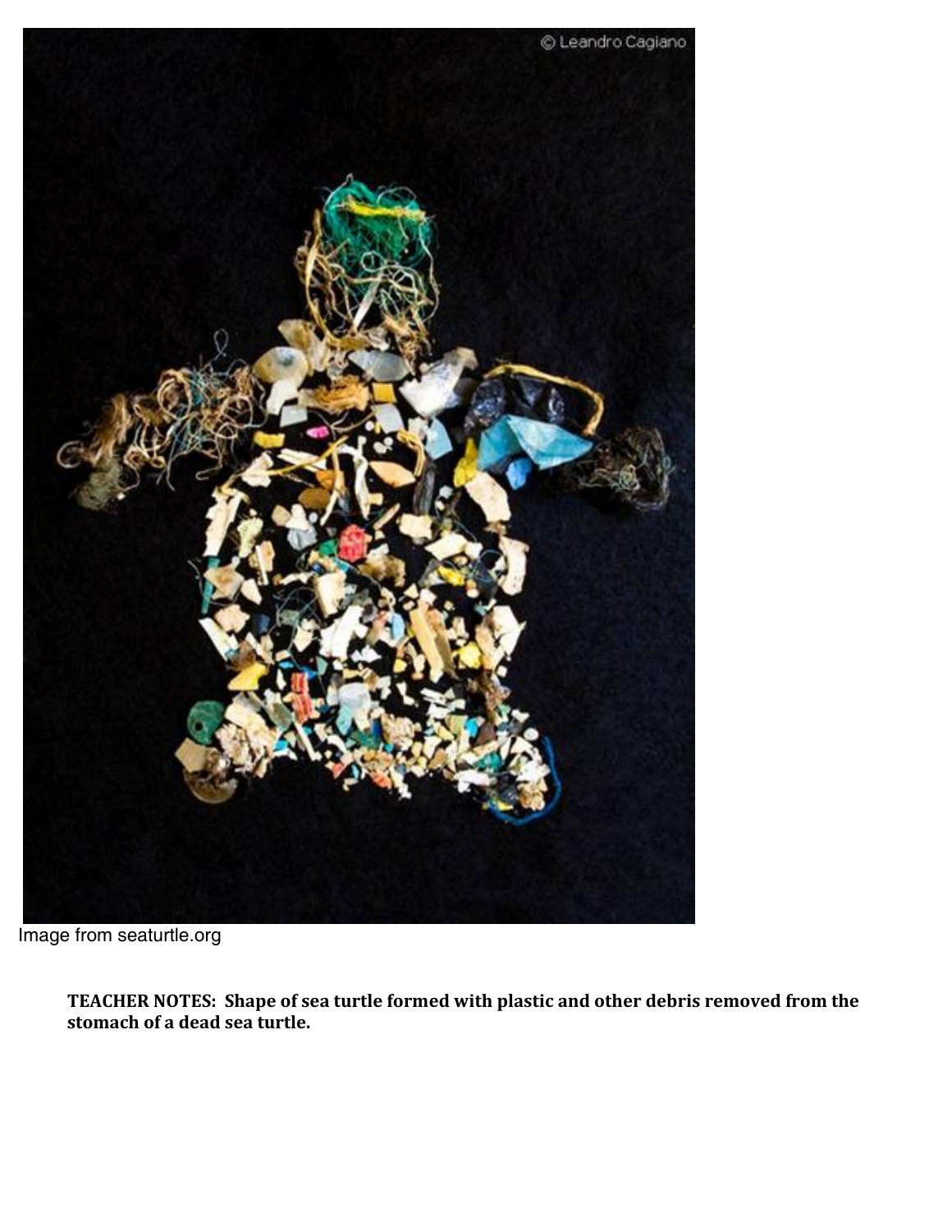Image from seaturtle.org

**TEACHER NOTES: Shape of sea turtle formed with plastic and other debris removed from the stomach of a dead sea turtle.**